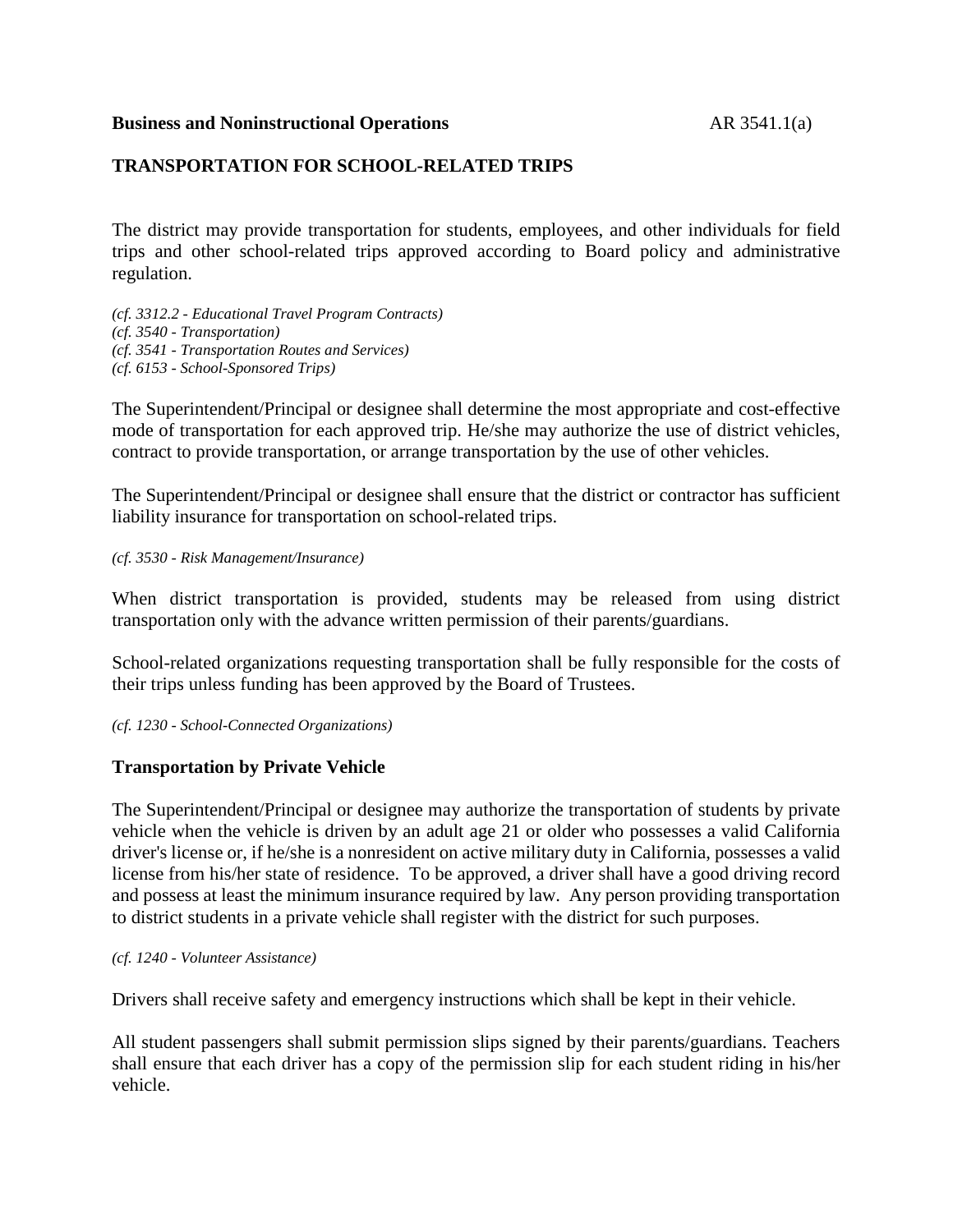**Business and Noninstructional Operations** AR 3541.1(a)

## TRANSPORTATION FOR SCHOOL-RELATED TRIPS

The district may provide transportation for students, employees, and other individuals for field trips and other school-related trips approved according to Board policy and administrative regulation.

*(cf. 3312.2 - Educational Travel Program Contracts)*
*(cf. 3540 - Transportation)*
*(cf. 3541 - Transportation Routes and Services)*
*(cf. 6153 - School-Sponsored Trips)*

The Superintendent/Principal or designee shall determine the most appropriate and cost-effective mode of transportation for each approved trip. He/she may authorize the use of district vehicles, contract to provide transportation, or arrange transportation by the use of other vehicles.

The Superintendent/Principal or designee shall ensure that the district or contractor has sufficient liability insurance for transportation on school-related trips.

*(cf. 3530 - Risk Management/Insurance)*

When district transportation is provided, students may be released from using district transportation only with the advance written permission of their parents/guardians.

School-related organizations requesting transportation shall be fully responsible for the costs of their trips unless funding has been approved by the Board of Trustees.

*(cf. 1230 - School-Connected Organizations)*

### Transportation by Private Vehicle

The Superintendent/Principal or designee may authorize the transportation of students by private vehicle when the vehicle is driven by an adult age 21 or older who possesses a valid California driver's license or, if he/she is a nonresident on active military duty in California, possesses a valid license from his/her state of residence. To be approved, a driver shall have a good driving record and possess at least the minimum insurance required by law. Any person providing transportation to district students in a private vehicle shall register with the district for such purposes.

*(cf. 1240 - Volunteer Assistance)*

Drivers shall receive safety and emergency instructions which shall be kept in their vehicle.

All student passengers shall submit permission slips signed by their parents/guardians. Teachers shall ensure that each driver has a copy of the permission slip for each student riding in his/her vehicle.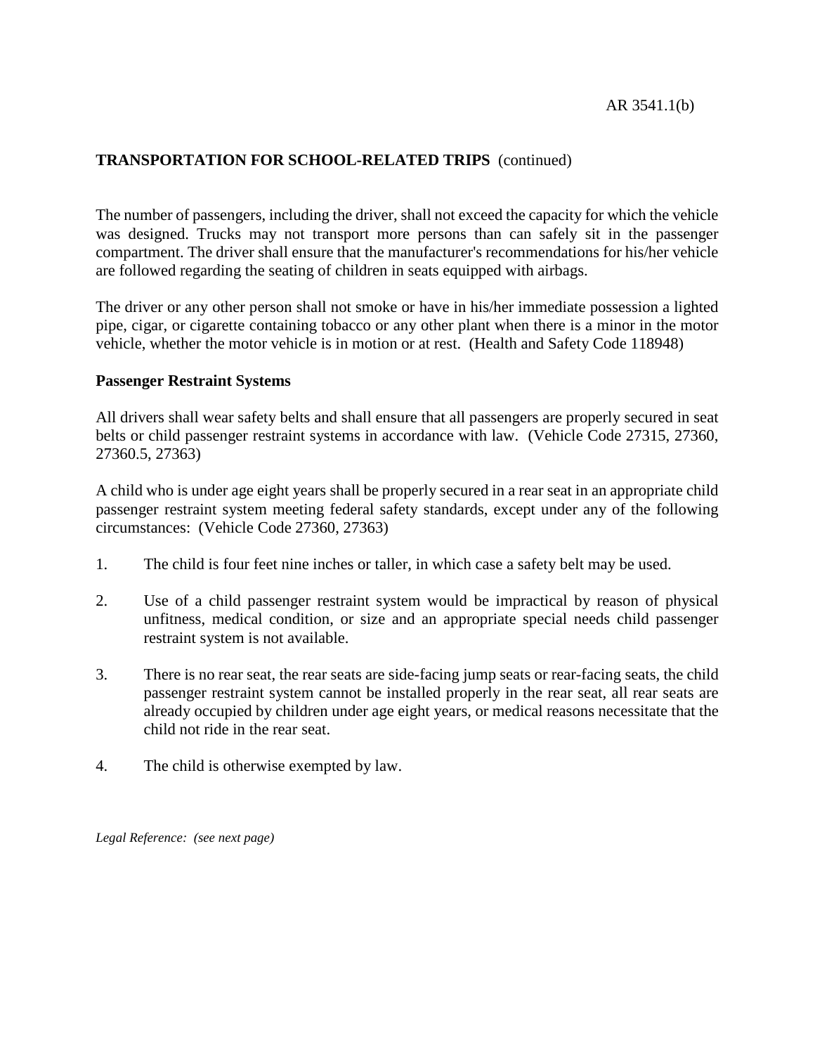**TRANSPORTATION FOR SCHOOL-RELATED TRIPS** (continued)

The number of passengers, including the driver, shall not exceed the capacity for which the vehicle was designed. Trucks may not transport more persons than can safely sit in the passenger compartment. The driver shall ensure that the manufacturer's recommendations for his/her vehicle are followed regarding the seating of children in seats equipped with airbags.

The driver or any other person shall not smoke or have in his/her immediate possession a lighted pipe, cigar, or cigarette containing tobacco or any other plant when there is a minor in the motor vehicle, whether the motor vehicle is in motion or at rest. (Health and Safety Code 118948)

**Passenger Restraint Systems**

All drivers shall wear safety belts and shall ensure that all passengers are properly secured in seat belts or child passenger restraint systems in accordance with law. (Vehicle Code 27315, 27360, 27360.5, 27363)

A child who is under age eight years shall be properly secured in a rear seat in an appropriate child passenger restraint system meeting federal safety standards, except under any of the following circumstances: (Vehicle Code 27360, 27363)

1. The child is four feet nine inches or taller, in which case a safety belt may be used.

2. Use of a child passenger restraint system would be impractical by reason of physical unfitness, medical condition, or size and an appropriate special needs child passenger restraint system is not available.

3. There is no rear seat, the rear seats are side-facing jump seats or rear-facing seats, the child passenger restraint system cannot be installed properly in the rear seat, all rear seats are already occupied by children under age eight years, or medical reasons necessitate that the child not ride in the rear seat.

4. The child is otherwise exempted by law.

*Legal Reference: (see next page)*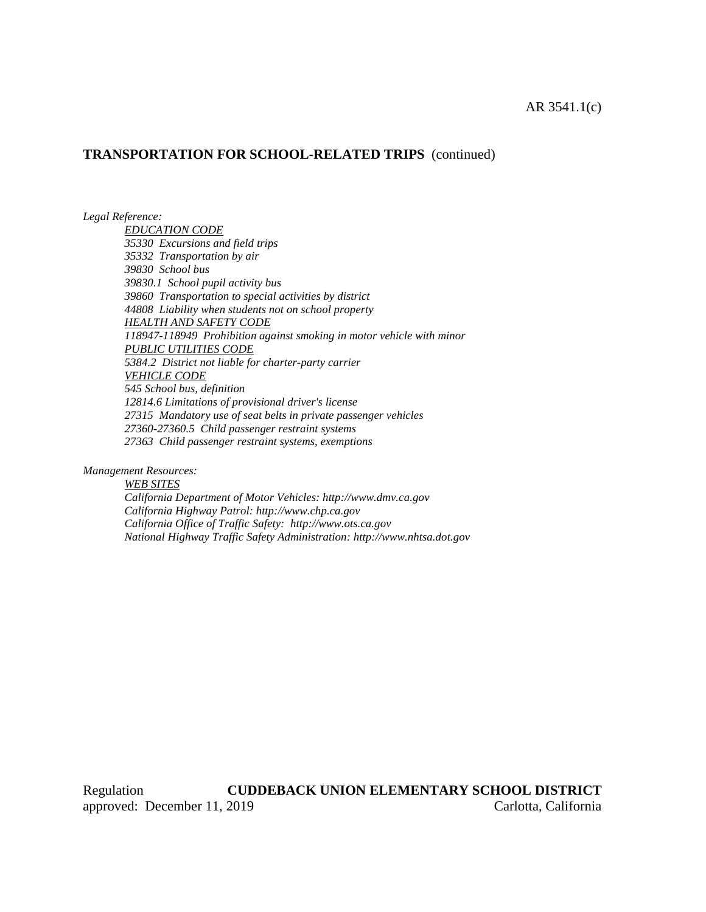**TRANSPORTATION FOR SCHOOL-RELATED TRIPS** (continued)

*Legal Reference:*

*EDUCATION CODE*
*35330 Excursions and field trips*
*35332 Transportation by air*
*39830 School bus*
*39830.1 School pupil activity bus*
*39860 Transportation to special activities by district*
*44808 Liability when students not on school property*
*HEALTH AND SAFETY CODE*
*118947-118949 Prohibition against smoking in motor vehicle with minor*
*PUBLIC UTILITIES CODE*
*5384.2 District not liable for charter-party carrier*
*VEHICLE CODE*
*545 School bus, definition*
*12814.6 Limitations of provisional driver's license*
*27315 Mandatory use of seat belts in private passenger vehicles*
*27360-27360.5 Child passenger restraint systems*
*27363 Child passenger restraint systems, exemptions*

*Management Resources:*

*WEB SITES*
*California Department of Motor Vehicles: http://www.dmv.ca.gov*
*California Highway Patrol: http://www.chp.ca.gov*
*California Office of Traffic Safety: http://www.ots.ca.gov*
*National Highway Traffic Safety Administration: http://www.nhtsa.dot.gov*

Regulation approved: December 11, 2019

**CUDDEBACK UNION ELEMENTARY SCHOOL DISTRICT**
Carlotta, California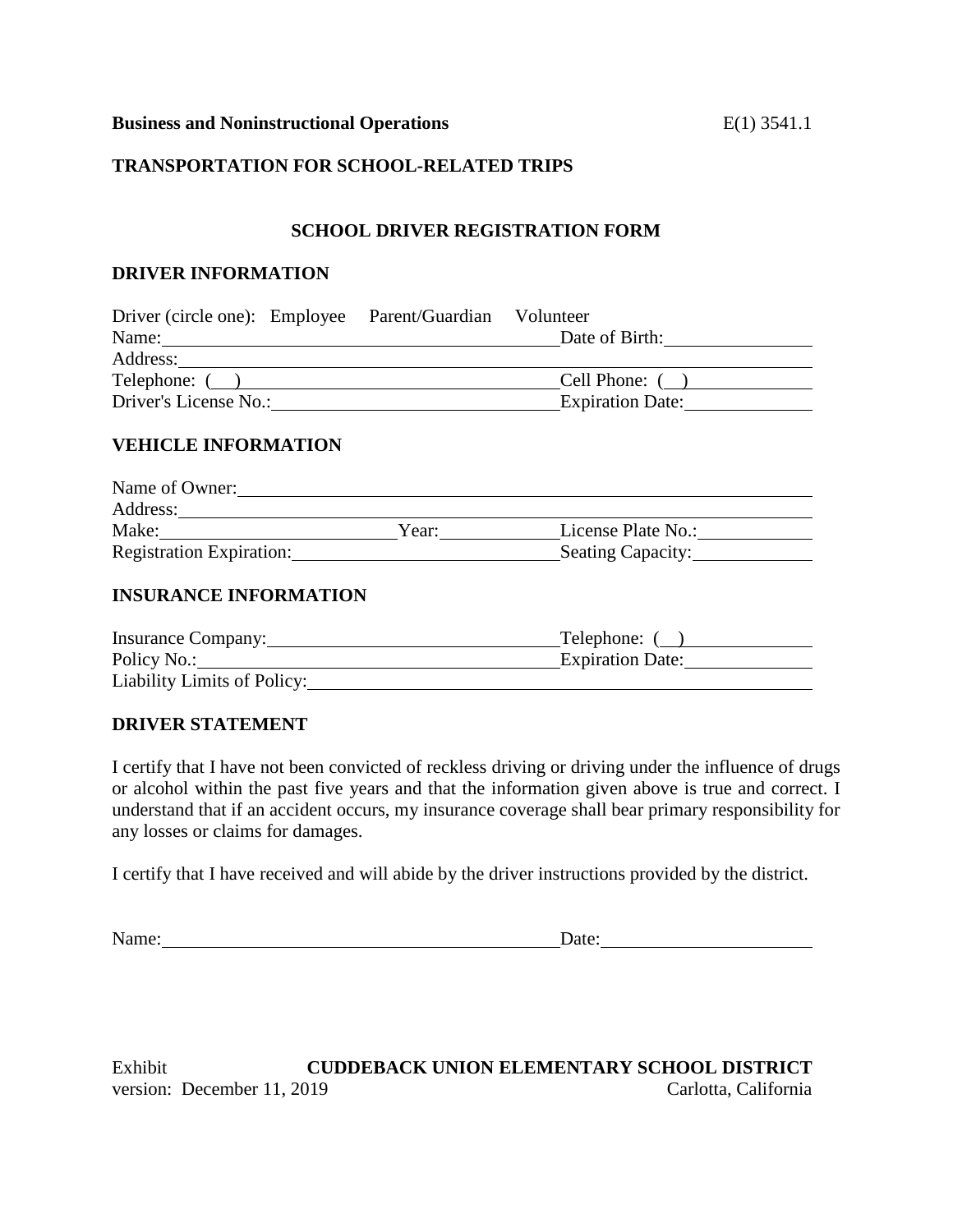**Business and Noninstructional Operations** E(1) 3541.1

**TRANSPORTATION FOR SCHOOL-RELATED TRIPS**

## SCHOOL DRIVER REGISTRATION FORM

### DRIVER INFORMATION

Driver (circle one): Employee Parent/Guardian Volunteer

Name:_____________________________________ Date of Birth:_______________

Address:_____________________________________________________________

Telephone: (__)_______________________________ Cell Phone: (__)_____________

Driver's License No.:___________________________ Expiration Date:_____________

### VEHICLE INFORMATION

Name of Owner:________________________________________________________

Address:_____________________________________________________________

Make:______________________ Year:___________ License Plate No.:___________

Registration Expiration:_________________________ Seating Capacity:___________

### INSURANCE INFORMATION

Insurance Company:_____________________________ Telephone: (__)_____________

Policy No.:___________________________________ Expiration Date:_____________

Liability Limits of Policy:_______________________________________________

### DRIVER STATEMENT

I certify that I have not been convicted of reckless driving or driving under the influence of drugs or alcohol within the past five years and that the information given above is true and correct. I understand that if an accident occurs, my insurance coverage shall bear primary responsibility for any losses or claims for damages.

I certify that I have received and will abide by the driver instructions provided by the district.

Name:_______________________________________ Date:______________________

Exhibit **CUDDEBACK UNION ELEMENTARY SCHOOL DISTRICT**
version: December 11, 2019 Carlotta, California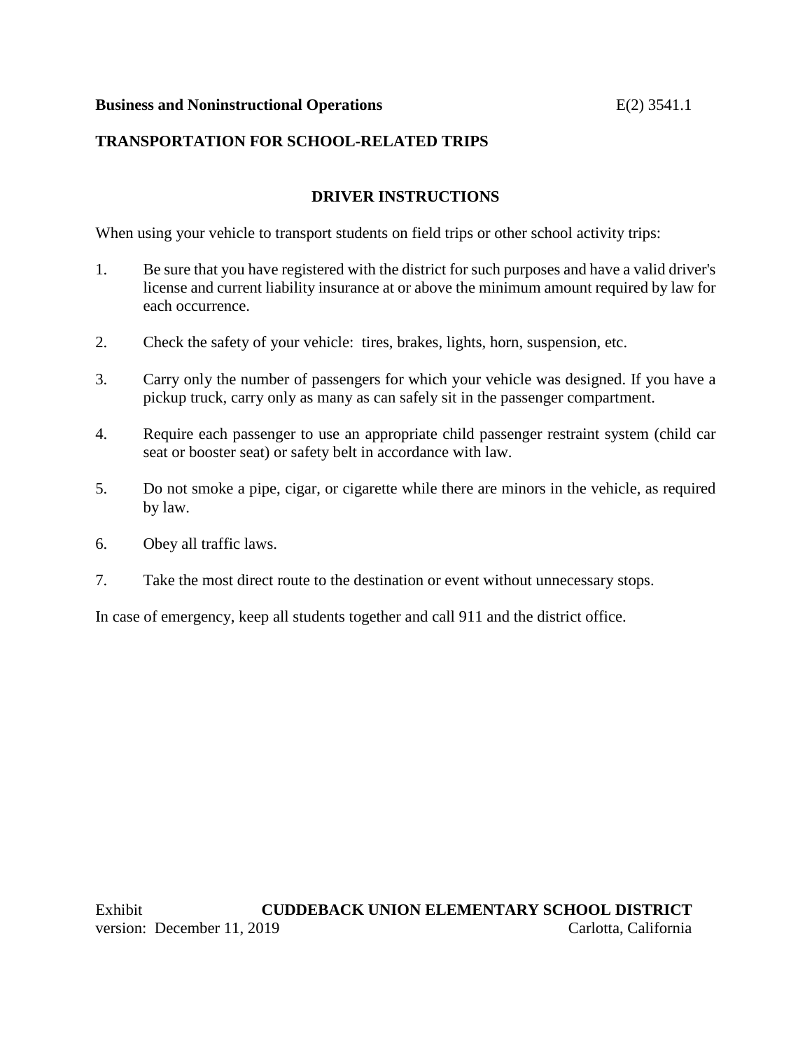**Business and Noninstructional Operations** E(2) 3541.1

**TRANSPORTATION FOR SCHOOL-RELATED TRIPS**

## DRIVER INSTRUCTIONS

When using your vehicle to transport students on field trips or other school activity trips:

1. Be sure that you have registered with the district for such purposes and have a valid driver's license and current liability insurance at or above the minimum amount required by law for each occurrence.

2. Check the safety of your vehicle: tires, brakes, lights, horn, suspension, etc.

3. Carry only the number of passengers for which your vehicle was designed. If you have a pickup truck, carry only as many as can safely sit in the passenger compartment.

4. Require each passenger to use an appropriate child passenger restraint system (child car seat or booster seat) or safety belt in accordance with law.

5. Do not smoke a pipe, cigar, or cigarette while there are minors in the vehicle, as required by law.

6. Obey all traffic laws.

7. Take the most direct route to the destination or event without unnecessary stops.

In case of emergency, keep all students together and call 911 and the district office.

Exhibit **CUDDEBACK UNION ELEMENTARY SCHOOL DISTRICT**
version: December 11, 2019 Carlotta, California